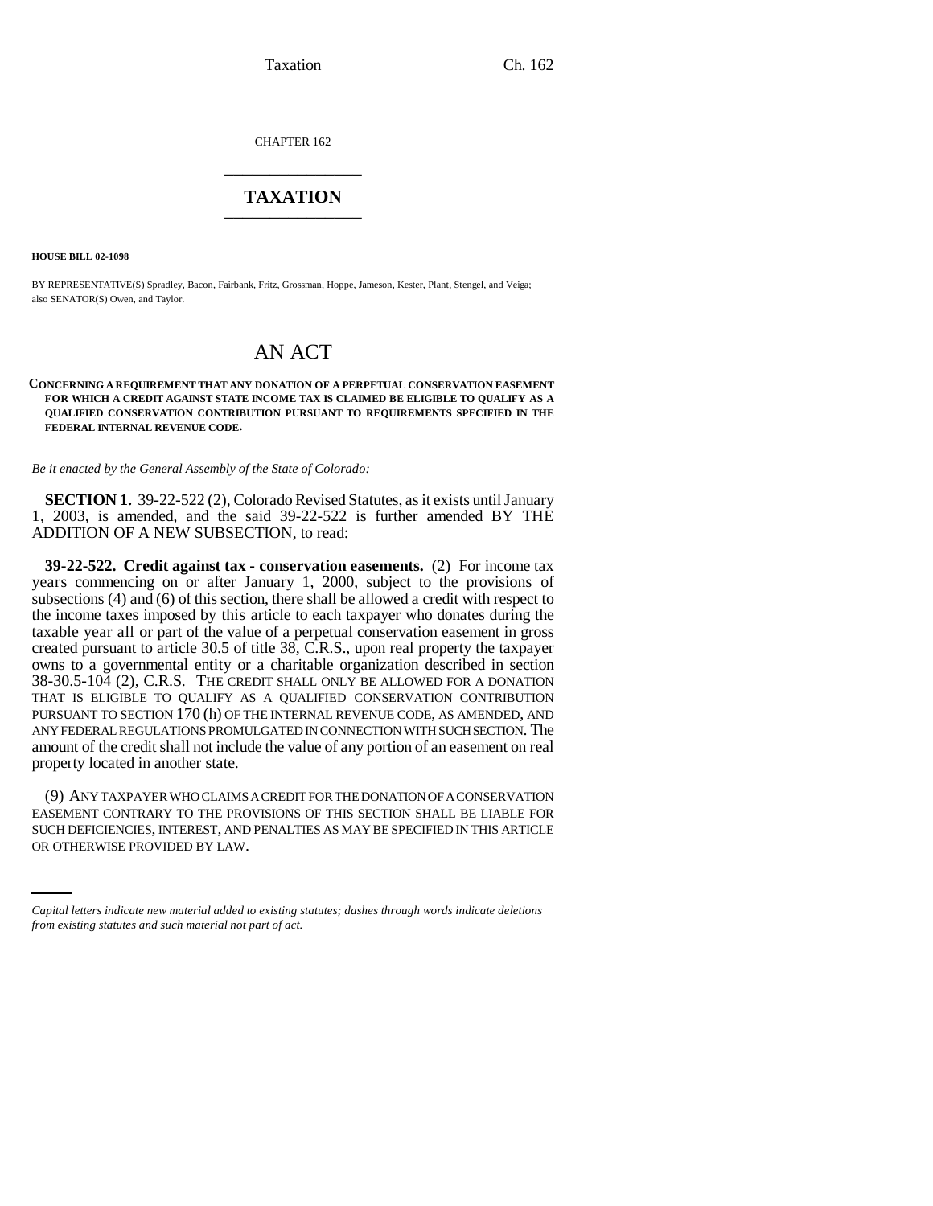CHAPTER 162

# TAXATION

**HOUSE BILL 02-1098**

BY REPRESENTATIVE(S) Spradley, Bacon, Fairbank, Fritz, Grossman, Hoppe, Jameson, Kester, Plant, Stengel, and Veiga; also SENATOR(S) Owen, and Taylor.

# AN ACT

**CONCERNING A REQUIREMENT THAT ANY DONATION OF A PERPETUAL CONSERVATION EASEMENT FOR WHICH A CREDIT AGAINST STATE INCOME TAX IS CLAIMED BE ELIGIBLE TO QUALIFY AS A QUALIFIED CONSERVATION CONTRIBUTION PURSUANT TO REQUIREMENTS SPECIFIED IN THE FEDERAL INTERNAL REVENUE CODE.**

*Be it enacted by the General Assembly of the State of Colorado:*

**SECTION 1.** 39-22-522 (2), Colorado Revised Statutes, as it exists until January 1, 2003, is amended, and the said 39-22-522 is further amended BY THE ADDITION OF A NEW SUBSECTION, to read:

**39-22-522. Credit against tax - conservation easements.** (2) For income tax years commencing on or after January 1, 2000, subject to the provisions of subsections (4) and (6) of this section, there shall be allowed a credit with respect to the income taxes imposed by this article to each taxpayer who donates during the taxable year all or part of the value of a perpetual conservation easement in gross created pursuant to article 30.5 of title 38, C.R.S., upon real property the taxpayer owns to a governmental entity or a charitable organization described in section 38-30.5-104 (2), C.R.S. THE CREDIT SHALL ONLY BE ALLOWED FOR A DONATION THAT IS ELIGIBLE TO QUALIFY AS A QUALIFIED CONSERVATION CONTRIBUTION PURSUANT TO SECTION 170 (h) OF THE INTERNAL REVENUE CODE, AS AMENDED, AND ANY FEDERAL REGULATIONS PROMULGATED IN CONNECTION WITH SUCH SECTION. The amount of the credit shall not include the value of any portion of an easement on real property located in another state.

(9) ANY TAXPAYER WHO CLAIMS A CREDIT FOR THE DONATION OF A CONSERVATION EASEMENT CONTRARY TO THE PROVISIONS OF THIS SECTION SHALL BE LIABLE FOR SUCH DEFICIENCIES, INTEREST, AND PENALTIES AS MAY BE SPECIFIED IN THIS ARTICLE OR OTHERWISE PROVIDED BY LAW.

*Capital letters indicate new material added to existing statutes; dashes through words indicate deletions from existing statutes and such material not part of act.*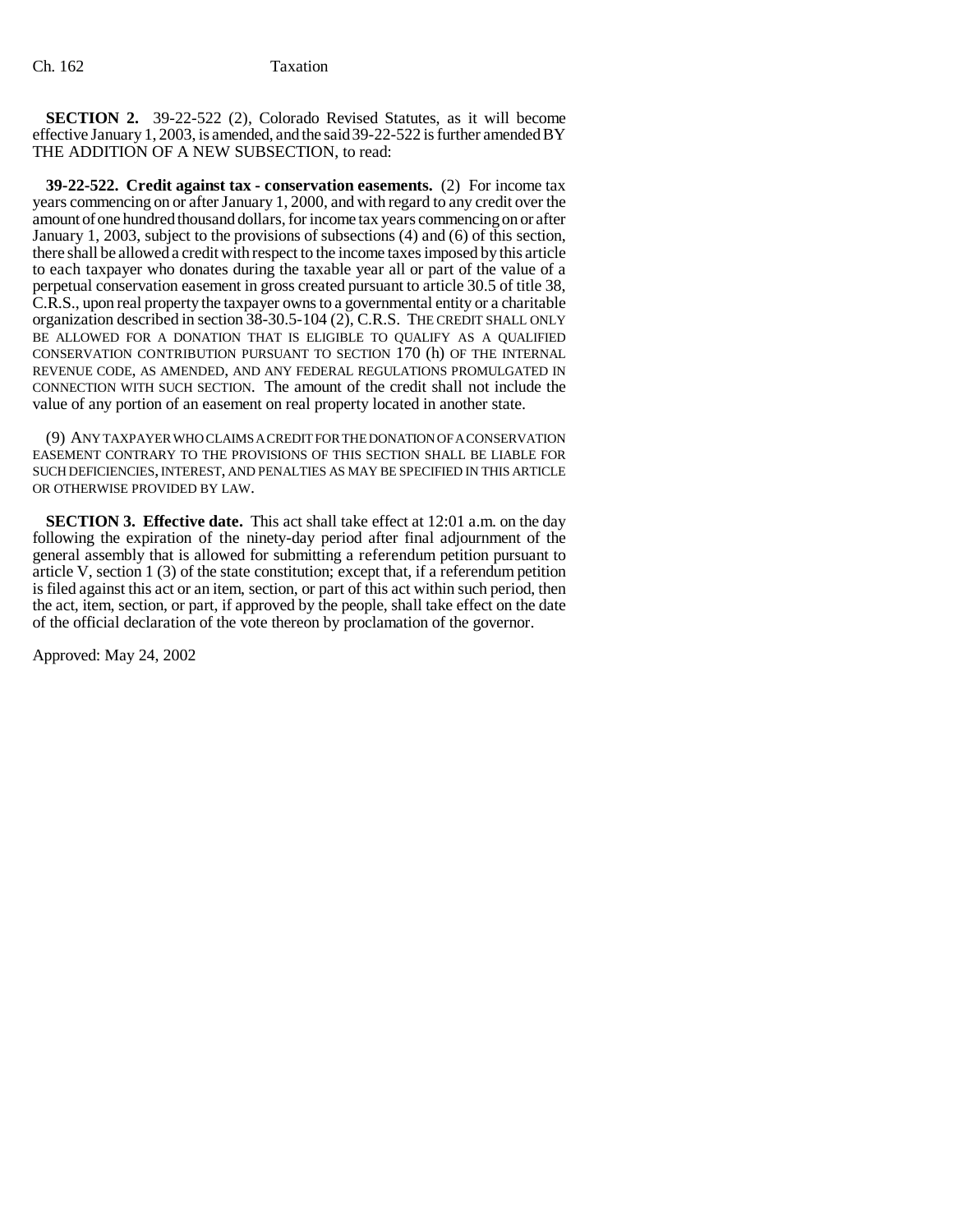**SECTION 2.** 39-22-522 (2), Colorado Revised Statutes, as it will become effective January 1, 2003, is amended, and the said 39-22-522 is further amended BY THE ADDITION OF A NEW SUBSECTION, to read:

**39-22-522. Credit against tax - conservation easements.** (2) For income tax years commencing on or after January 1, 2000, and with regard to any credit over the amount of one hundred thousand dollars, for income tax years commencing on or after January 1, 2003, subject to the provisions of subsections (4) and (6) of this section, there shall be allowed a credit with respect to the income taxes imposed by this article to each taxpayer who donates during the taxable year all or part of the value of a perpetual conservation easement in gross created pursuant to article 30.5 of title 38, C.R.S., upon real property the taxpayer owns to a governmental entity or a charitable organization described in section 38-30.5-104 (2), C.R.S. THE CREDIT SHALL ONLY BE ALLOWED FOR A DONATION THAT IS ELIGIBLE TO QUALIFY AS A QUALIFIED CONSERVATION CONTRIBUTION PURSUANT TO SECTION 170 (h) OF THE INTERNAL REVENUE CODE, AS AMENDED, AND ANY FEDERAL REGULATIONS PROMULGATED IN CONNECTION WITH SUCH SECTION. The amount of the credit shall not include the value of any portion of an easement on real property located in another state.

(9) ANY TAXPAYER WHO CLAIMS A CREDIT FOR THE DONATION OF A CONSERVATION EASEMENT CONTRARY TO THE PROVISIONS OF THIS SECTION SHALL BE LIABLE FOR SUCH DEFICIENCIES, INTEREST, AND PENALTIES AS MAY BE SPECIFIED IN THIS ARTICLE OR OTHERWISE PROVIDED BY LAW.

**SECTION 3. Effective date.** This act shall take effect at 12:01 a.m. on the day following the expiration of the ninety-day period after final adjournment of the general assembly that is allowed for submitting a referendum petition pursuant to article V, section 1 (3) of the state constitution; except that, if a referendum petition is filed against this act or an item, section, or part of this act within such period, then the act, item, section, or part, if approved by the people, shall take effect on the date of the official declaration of the vote thereon by proclamation of the governor.

Approved: May 24, 2002